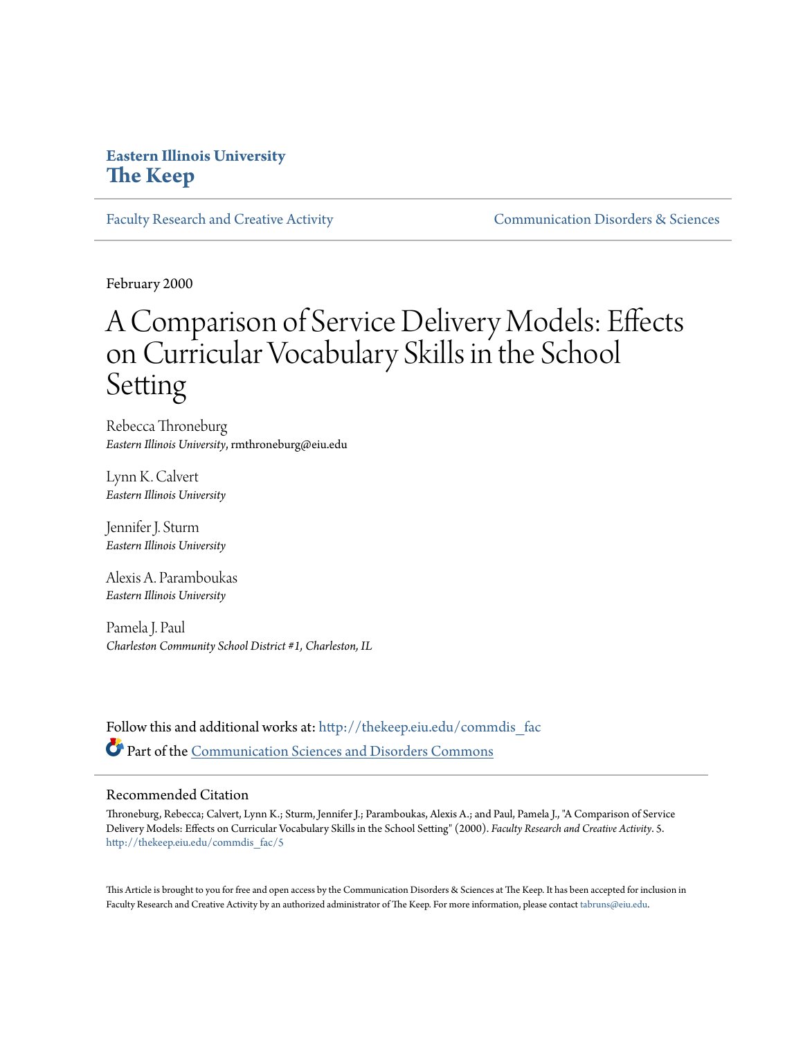Eastern Illinois University
**The Keep**

Faculty Research and Creative Activity | Communication Disorders & Sciences

February 2000

# A Comparison of Service Delivery Models: Effects on Curricular Vocabulary Skills in the School Setting

Rebecca Throneburg
*Eastern Illinois University*, rmthroneburg@eiu.edu

Lynn K. Calvert
*Eastern Illinois University*

Jennifer J. Sturm
*Eastern Illinois University*

Alexis A. Paramboukas
*Eastern Illinois University*

Pamela J. Paul
*Charleston Community School District #1, Charleston, IL*

Follow this and additional works at: http://thekeep.eiu.edu/commdis_fac

Part of the Communication Sciences and Disorders Commons

## Recommended Citation

Throneburg, Rebecca; Calvert, Lynn K.; Sturm, Jennifer J.; Paramboukas, Alexis A.; and Paul, Pamela J., "A Comparison of Service Delivery Models: Effects on Curricular Vocabulary Skills in the School Setting" (2000). *Faculty Research and Creative Activity*. 5.
http://thekeep.eiu.edu/commdis_fac/5

This Article is brought to you for free and open access by the Communication Disorders & Sciences at The Keep. It has been accepted for inclusion in Faculty Research and Creative Activity by an authorized administrator of The Keep. For more information, please contact tabruns@eiu.edu.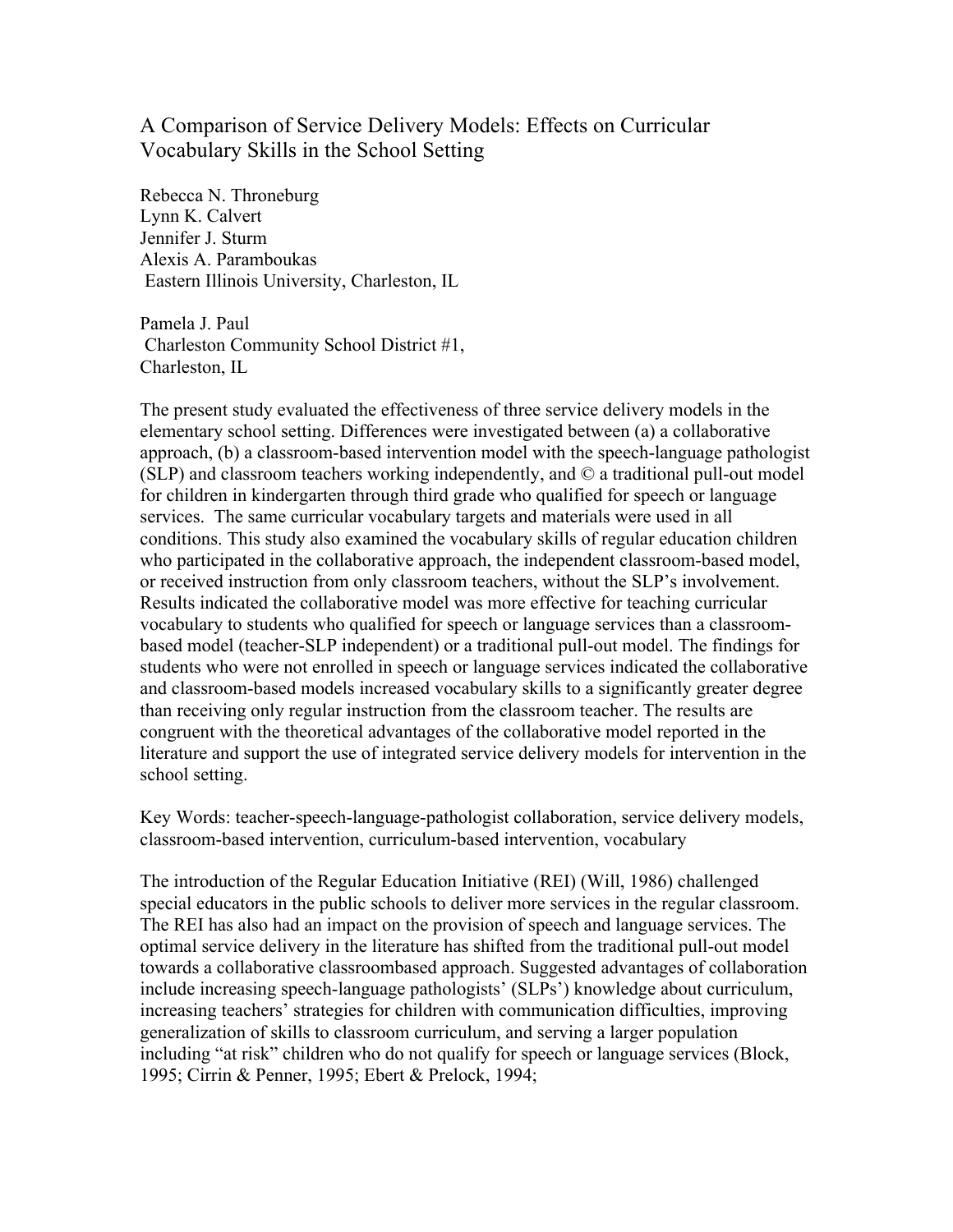# A Comparison of Service Delivery Models: Effects on Curricular Vocabulary Skills in the School Setting

Rebecca N. Throneburg
Lynn K. Calvert
Jennifer J. Sturm
Alexis A. Paramboukas
Eastern Illinois University, Charleston, IL

Pamela J. Paul
Charleston Community School District #1,
Charleston, IL

The present study evaluated the effectiveness of three service delivery models in the elementary school setting. Differences were investigated between (a) a collaborative approach, (b) a classroom-based intervention model with the speech-language pathologist (SLP) and classroom teachers working independently, and © a traditional pull-out model for children in kindergarten through third grade who qualified for speech or language services. The same curricular vocabulary targets and materials were used in all conditions. This study also examined the vocabulary skills of regular education children who participated in the collaborative approach, the independent classroom-based model, or received instruction from only classroom teachers, without the SLP's involvement. Results indicated the collaborative model was more effective for teaching curricular vocabulary to students who qualified for speech or language services than a classroom-based model (teacher-SLP independent) or a traditional pull-out model. The findings for students who were not enrolled in speech or language services indicated the collaborative and classroom-based models increased vocabulary skills to a significantly greater degree than receiving only regular instruction from the classroom teacher. The results are congruent with the theoretical advantages of the collaborative model reported in the literature and support the use of integrated service delivery models for intervention in the school setting.

Key Words: teacher-speech-language-pathologist collaboration, service delivery models, classroom-based intervention, curriculum-based intervention, vocabulary

The introduction of the Regular Education Initiative (REI) (Will, 1986) challenged special educators in the public schools to deliver more services in the regular classroom. The REI has also had an impact on the provision of speech and language services. The optimal service delivery in the literature has shifted from the traditional pull-out model towards a collaborative classroombased approach. Suggested advantages of collaboration include increasing speech-language pathologists' (SLPs') knowledge about curriculum, increasing teachers' strategies for children with communication difficulties, improving generalization of skills to classroom curriculum, and serving a larger population including "at risk" children who do not qualify for speech or language services (Block, 1995; Cirrin & Penner, 1995; Ebert & Prelock, 1994;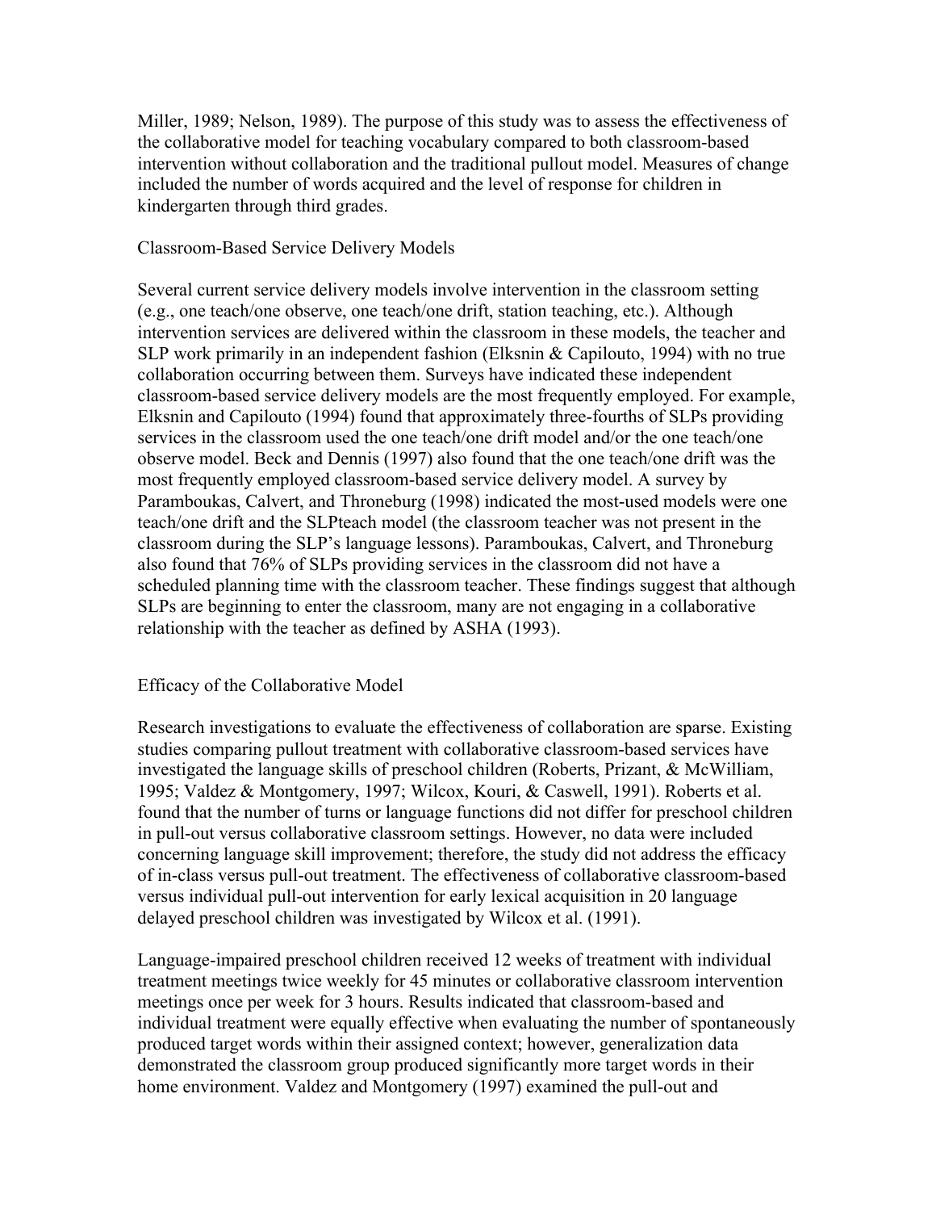Miller, 1989; Nelson, 1989). The purpose of this study was to assess the effectiveness of the collaborative model for teaching vocabulary compared to both classroom-based intervention without collaboration and the traditional pullout model. Measures of change included the number of words acquired and the level of response for children in kindergarten through third grades.

## Classroom-Based Service Delivery Models

Several current service delivery models involve intervention in the classroom setting (e.g., one teach/one observe, one teach/one drift, station teaching, etc.). Although intervention services are delivered within the classroom in these models, the teacher and SLP work primarily in an independent fashion (Elksnin & Capilouto, 1994) with no true collaboration occurring between them. Surveys have indicated these independent classroom-based service delivery models are the most frequently employed. For example, Elksnin and Capilouto (1994) found that approximately three-fourths of SLPs providing services in the classroom used the one teach/one drift model and/or the one teach/one observe model. Beck and Dennis (1997) also found that the one teach/one drift was the most frequently employed classroom-based service delivery model. A survey by Paramboukas, Calvert, and Throneburg (1998) indicated the most-used models were one teach/one drift and the SLPteach model (the classroom teacher was not present in the classroom during the SLP's language lessons). Paramboukas, Calvert, and Throneburg also found that 76% of SLPs providing services in the classroom did not have a scheduled planning time with the classroom teacher. These findings suggest that although SLPs are beginning to enter the classroom, many are not engaging in a collaborative relationship with the teacher as defined by ASHA (1993).

## Efficacy of the Collaborative Model

Research investigations to evaluate the effectiveness of collaboration are sparse. Existing studies comparing pullout treatment with collaborative classroom-based services have investigated the language skills of preschool children (Roberts, Prizant, & McWilliam, 1995; Valdez & Montgomery, 1997; Wilcox, Kouri, & Caswell, 1991). Roberts et al. found that the number of turns or language functions did not differ for preschool children in pull-out versus collaborative classroom settings. However, no data were included concerning language skill improvement; therefore, the study did not address the efficacy of in-class versus pull-out treatment. The effectiveness of collaborative classroom-based versus individual pull-out intervention for early lexical acquisition in 20 language delayed preschool children was investigated by Wilcox et al. (1991).

Language-impaired preschool children received 12 weeks of treatment with individual treatment meetings twice weekly for 45 minutes or collaborative classroom intervention meetings once per week for 3 hours. Results indicated that classroom-based and individual treatment were equally effective when evaluating the number of spontaneously produced target words within their assigned context; however, generalization data demonstrated the classroom group produced significantly more target words in their home environment. Valdez and Montgomery (1997) examined the pull-out and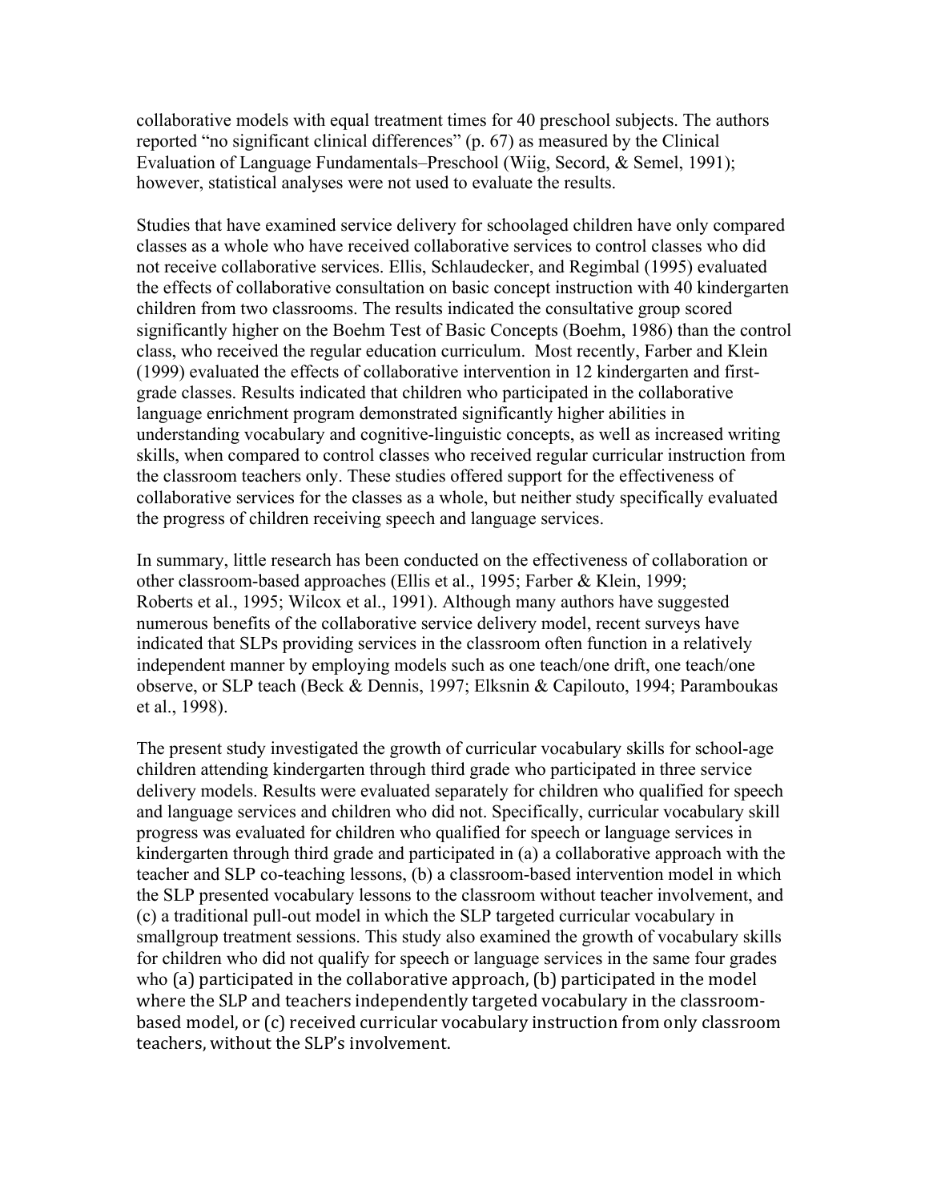collaborative models with equal treatment times for 40 preschool subjects. The authors reported "no significant clinical differences" (p. 67) as measured by the Clinical Evaluation of Language Fundamentals–Preschool (Wiig, Secord, & Semel, 1991); however, statistical analyses were not used to evaluate the results.

Studies that have examined service delivery for schoolaged children have only compared classes as a whole who have received collaborative services to control classes who did not receive collaborative services. Ellis, Schlaudecker, and Regimbal (1995) evaluated the effects of collaborative consultation on basic concept instruction with 40 kindergarten children from two classrooms. The results indicated the consultative group scored significantly higher on the Boehm Test of Basic Concepts (Boehm, 1986) than the control class, who received the regular education curriculum. Most recently, Farber and Klein (1999) evaluated the effects of collaborative intervention in 12 kindergarten and first-grade classes. Results indicated that children who participated in the collaborative language enrichment program demonstrated significantly higher abilities in understanding vocabulary and cognitive-linguistic concepts, as well as increased writing skills, when compared to control classes who received regular curricular instruction from the classroom teachers only. These studies offered support for the effectiveness of collaborative services for the classes as a whole, but neither study specifically evaluated the progress of children receiving speech and language services.

In summary, little research has been conducted on the effectiveness of collaboration or other classroom-based approaches (Ellis et al., 1995; Farber & Klein, 1999; Roberts et al., 1995; Wilcox et al., 1991). Although many authors have suggested numerous benefits of the collaborative service delivery model, recent surveys have indicated that SLPs providing services in the classroom often function in a relatively independent manner by employing models such as one teach/one drift, one teach/one observe, or SLP teach (Beck & Dennis, 1997; Elksnin & Capilouto, 1994; Paramboukas et al., 1998).

The present study investigated the growth of curricular vocabulary skills for school-age children attending kindergarten through third grade who participated in three service delivery models. Results were evaluated separately for children who qualified for speech and language services and children who did not. Specifically, curricular vocabulary skill progress was evaluated for children who qualified for speech or language services in kindergarten through third grade and participated in (a) a collaborative approach with the teacher and SLP co-teaching lessons, (b) a classroom-based intervention model in which the SLP presented vocabulary lessons to the classroom without teacher involvement, and (c) a traditional pull-out model in which the SLP targeted curricular vocabulary in smallgroup treatment sessions. This study also examined the growth of vocabulary skills for children who did not qualify for speech or language services in the same four grades who (a) participated in the collaborative approach, (b) participated in the model where the SLP and teachers independently targeted vocabulary in the classroom-based model, or (c) received curricular vocabulary instruction from only classroom teachers, without the SLP's involvement.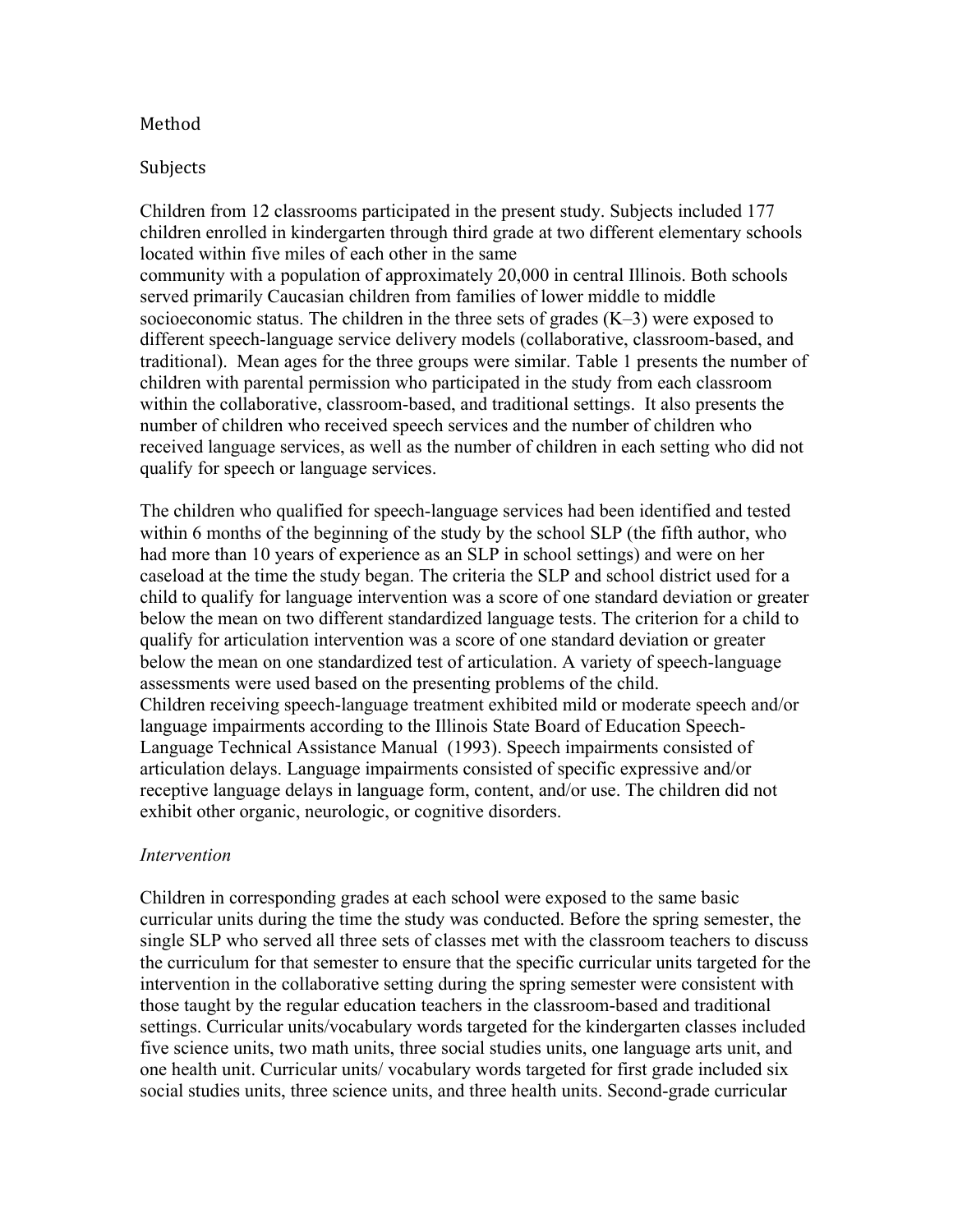## Method

### Subjects

Children from 12 classrooms participated in the present study. Subjects included 177 children enrolled in kindergarten through third grade at two different elementary schools located within five miles of each other in the same community with a population of approximately 20,000 in central Illinois. Both schools served primarily Caucasian children from families of lower middle to middle socioeconomic status. The children in the three sets of grades (K–3) were exposed to different speech-language service delivery models (collaborative, classroom-based, and traditional). Mean ages for the three groups were similar. Table 1 presents the number of children with parental permission who participated in the study from each classroom within the collaborative, classroom-based, and traditional settings. It also presents the number of children who received speech services and the number of children who received language services, as well as the number of children in each setting who did not qualify for speech or language services.

The children who qualified for speech-language services had been identified and tested within 6 months of the beginning of the study by the school SLP (the fifth author, who had more than 10 years of experience as an SLP in school settings) and were on her caseload at the time the study began. The criteria the SLP and school district used for a child to qualify for language intervention was a score of one standard deviation or greater below the mean on two different standardized language tests. The criterion for a child to qualify for articulation intervention was a score of one standard deviation or greater below the mean on one standardized test of articulation. A variety of speech-language assessments were used based on the presenting problems of the child. Children receiving speech-language treatment exhibited mild or moderate speech and/or language impairments according to the Illinois State Board of Education Speech-Language Technical Assistance Manual (1993). Speech impairments consisted of articulation delays. Language impairments consisted of specific expressive and/or receptive language delays in language form, content, and/or use. The children did not exhibit other organic, neurologic, or cognitive disorders.

### *Intervention*

Children in corresponding grades at each school were exposed to the same basic curricular units during the time the study was conducted. Before the spring semester, the single SLP who served all three sets of classes met with the classroom teachers to discuss the curriculum for that semester to ensure that the specific curricular units targeted for the intervention in the collaborative setting during the spring semester were consistent with those taught by the regular education teachers in the classroom-based and traditional settings. Curricular units/vocabulary words targeted for the kindergarten classes included five science units, two math units, three social studies units, one language arts unit, and one health unit. Curricular units/ vocabulary words targeted for first grade included six social studies units, three science units, and three health units. Second-grade curricular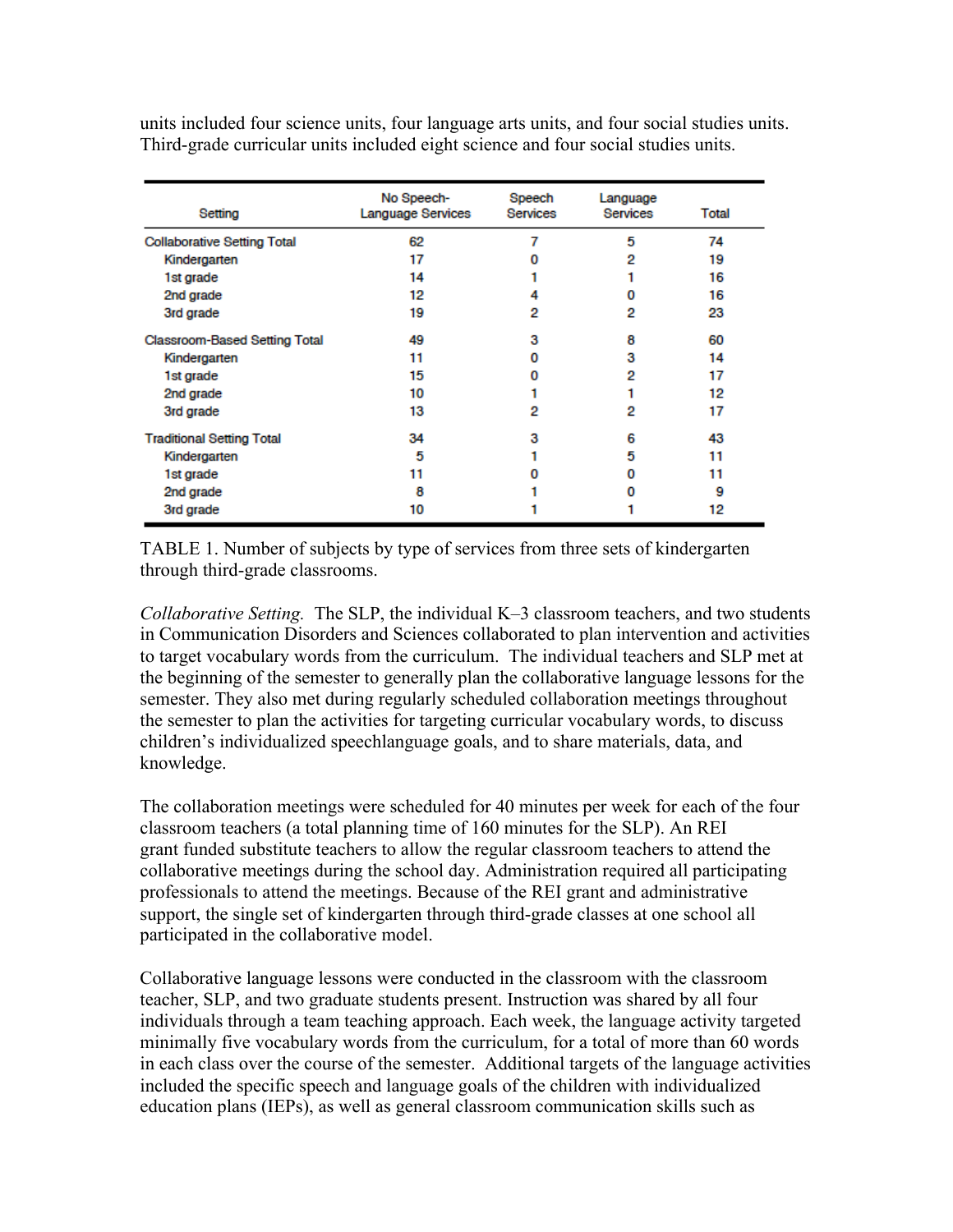units included four science units, four language arts units, and four social studies units. Third-grade curricular units included eight science and four social studies units.

| Setting | No Speech-Language Services | Speech Services | Language Services | Total |
|---|---|---|---|---|
| Collaborative Setting Total | 62 | 7 | 5 | 74 |
| Kindergarten | 17 | 0 | 2 | 19 |
| 1st grade | 14 | 1 | 1 | 16 |
| 2nd grade | 12 | 4 | 0 | 16 |
| 3rd grade | 19 | 2 | 2 | 23 |
| Classroom-Based Setting Total | 49 | 3 | 8 | 60 |
| Kindergarten | 11 | 0 | 3 | 14 |
| 1st grade | 15 | 0 | 2 | 17 |
| 2nd grade | 10 | 1 | 1 | 12 |
| 3rd grade | 13 | 2 | 2 | 17 |
| Traditional Setting Total | 34 | 3 | 6 | 43 |
| Kindergarten | 5 | 1 | 5 | 11 |
| 1st grade | 11 | 0 | 0 | 11 |
| 2nd grade | 8 | 1 | 0 | 9 |
| 3rd grade | 10 | 1 | 1 | 12 |

TABLE 1. Number of subjects by type of services from three sets of kindergarten through third-grade classrooms.

*Collaborative Setting.* The SLP, the individual K–3 classroom teachers, and two students in Communication Disorders and Sciences collaborated to plan intervention and activities to target vocabulary words from the curriculum. The individual teachers and SLP met at the beginning of the semester to generally plan the collaborative language lessons for the semester. They also met during regularly scheduled collaboration meetings throughout the semester to plan the activities for targeting curricular vocabulary words, to discuss children's individualized speechlanguage goals, and to share materials, data, and knowledge.

The collaboration meetings were scheduled for 40 minutes per week for each of the four classroom teachers (a total planning time of 160 minutes for the SLP). An REI grant funded substitute teachers to allow the regular classroom teachers to attend the collaborative meetings during the school day. Administration required all participating professionals to attend the meetings. Because of the REI grant and administrative support, the single set of kindergarten through third-grade classes at one school all participated in the collaborative model.

Collaborative language lessons were conducted in the classroom with the classroom teacher, SLP, and two graduate students present. Instruction was shared by all four individuals through a team teaching approach. Each week, the language activity targeted minimally five vocabulary words from the curriculum, for a total of more than 60 words in each class over the course of the semester. Additional targets of the language activities included the specific speech and language goals of the children with individualized education plans (IEPs), as well as general classroom communication skills such as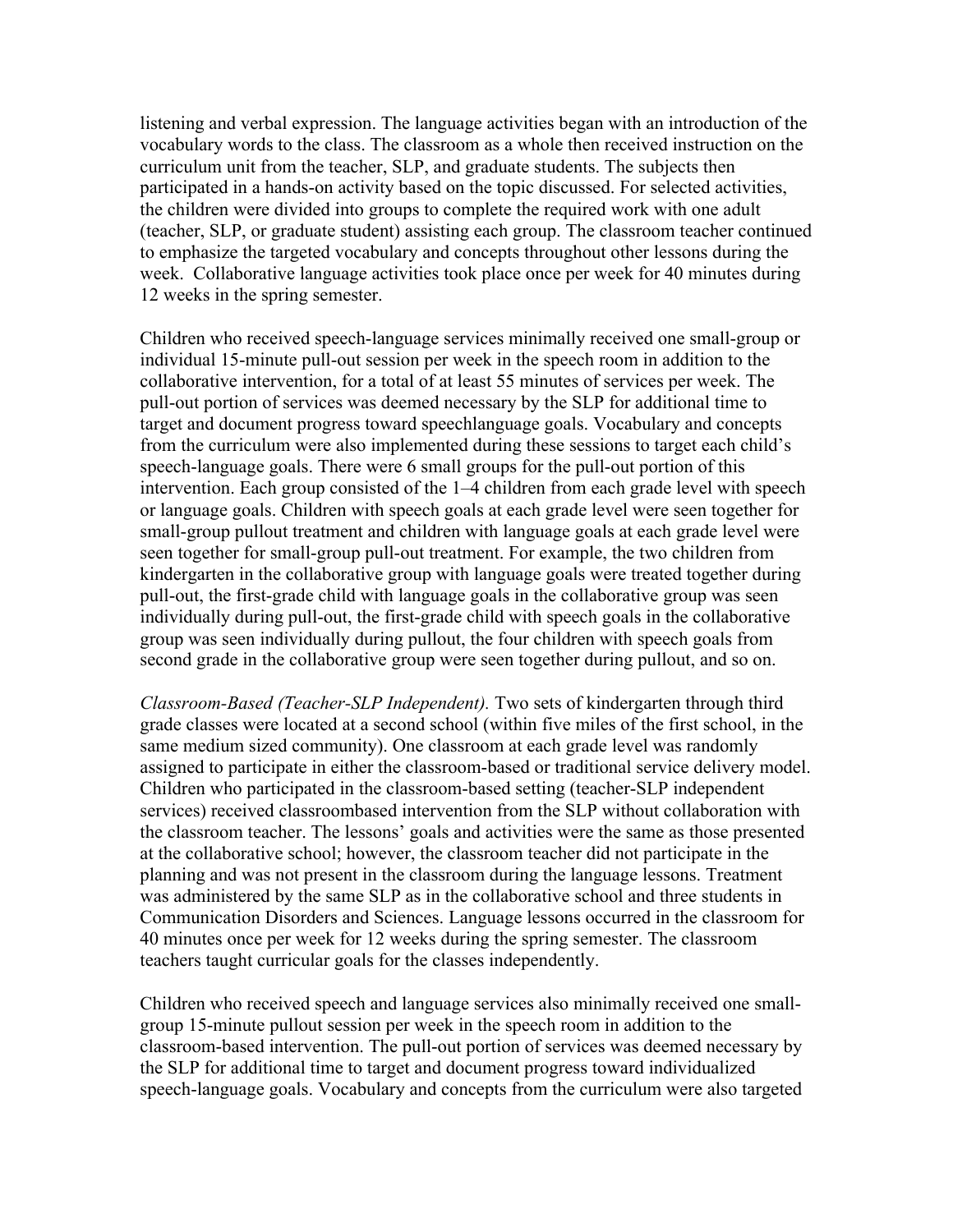listening and verbal expression. The language activities began with an introduction of the vocabulary words to the class. The classroom as a whole then received instruction on the curriculum unit from the teacher, SLP, and graduate students. The subjects then participated in a hands-on activity based on the topic discussed. For selected activities, the children were divided into groups to complete the required work with one adult (teacher, SLP, or graduate student) assisting each group. The classroom teacher continued to emphasize the targeted vocabulary and concepts throughout other lessons during the week. Collaborative language activities took place once per week for 40 minutes during 12 weeks in the spring semester.

Children who received speech-language services minimally received one small-group or individual 15-minute pull-out session per week in the speech room in addition to the collaborative intervention, for a total of at least 55 minutes of services per week. The pull-out portion of services was deemed necessary by the SLP for additional time to target and document progress toward speechlanguage goals. Vocabulary and concepts from the curriculum were also implemented during these sessions to target each child's speech-language goals. There were 6 small groups for the pull-out portion of this intervention. Each group consisted of the 1–4 children from each grade level with speech or language goals. Children with speech goals at each grade level were seen together for small-group pullout treatment and children with language goals at each grade level were seen together for small-group pull-out treatment. For example, the two children from kindergarten in the collaborative group with language goals were treated together during pull-out, the first-grade child with language goals in the collaborative group was seen individually during pull-out, the first-grade child with speech goals in the collaborative group was seen individually during pullout, the four children with speech goals from second grade in the collaborative group were seen together during pullout, and so on.

*Classroom-Based (Teacher-SLP Independent).* Two sets of kindergarten through third grade classes were located at a second school (within five miles of the first school, in the same medium sized community). One classroom at each grade level was randomly assigned to participate in either the classroom-based or traditional service delivery model. Children who participated in the classroom-based setting (teacher-SLP independent services) received classroombased intervention from the SLP without collaboration with the classroom teacher. The lessons' goals and activities were the same as those presented at the collaborative school; however, the classroom teacher did not participate in the planning and was not present in the classroom during the language lessons. Treatment was administered by the same SLP as in the collaborative school and three students in Communication Disorders and Sciences. Language lessons occurred in the classroom for 40 minutes once per week for 12 weeks during the spring semester. The classroom teachers taught curricular goals for the classes independently.

Children who received speech and language services also minimally received one small-group 15-minute pullout session per week in the speech room in addition to the classroom-based intervention. The pull-out portion of services was deemed necessary by the SLP for additional time to target and document progress toward individualized speech-language goals. Vocabulary and concepts from the curriculum were also targeted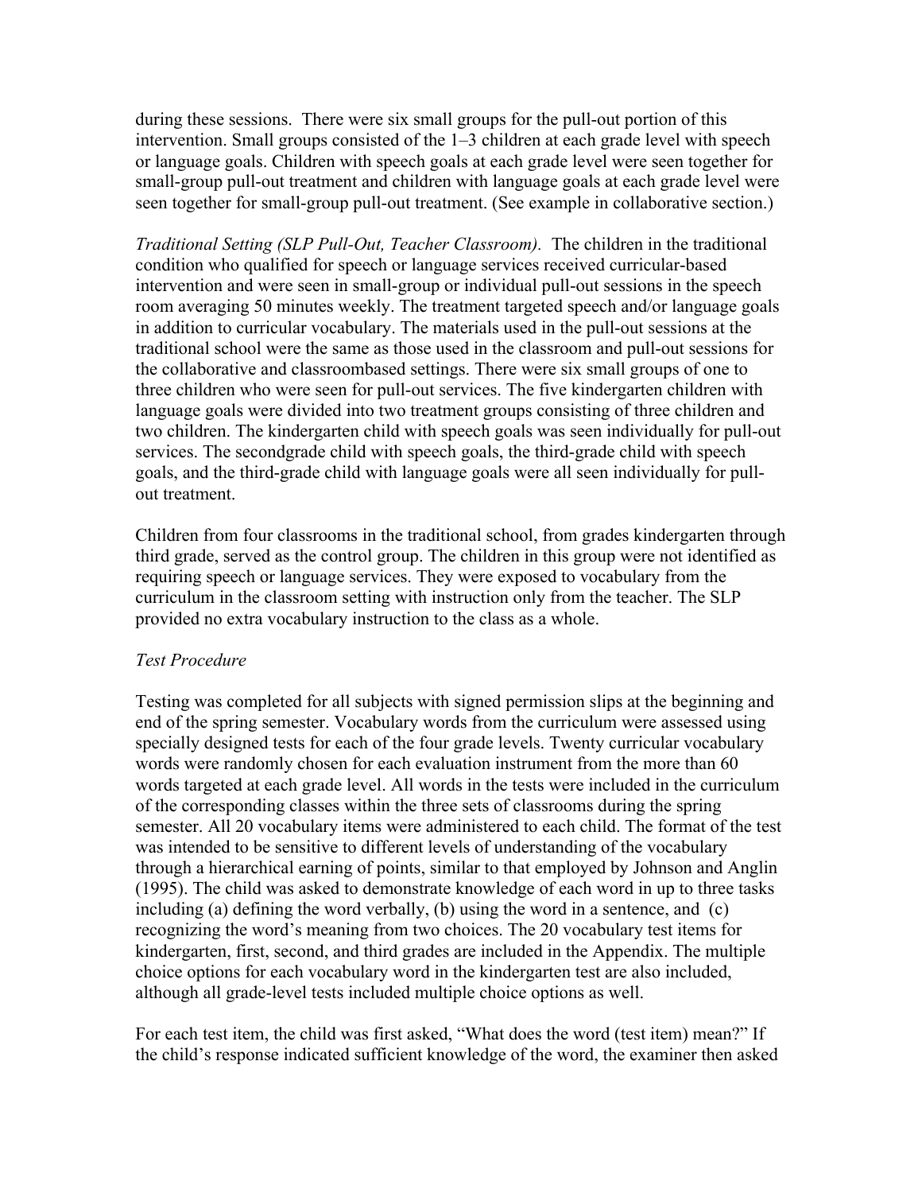during these sessions. There were six small groups for the pull-out portion of this intervention. Small groups consisted of the 1–3 children at each grade level with speech or language goals. Children with speech goals at each grade level were seen together for small-group pull-out treatment and children with language goals at each grade level were seen together for small-group pull-out treatment. (See example in collaborative section.)

*Traditional Setting (SLP Pull-Out, Teacher Classroom).* The children in the traditional condition who qualified for speech or language services received curricular-based intervention and were seen in small-group or individual pull-out sessions in the speech room averaging 50 minutes weekly. The treatment targeted speech and/or language goals in addition to curricular vocabulary. The materials used in the pull-out sessions at the traditional school were the same as those used in the classroom and pull-out sessions for the collaborative and classroombased settings. There were six small groups of one to three children who were seen for pull-out services. The five kindergarten children with language goals were divided into two treatment groups consisting of three children and two children. The kindergarten child with speech goals was seen individually for pull-out services. The secondgrade child with speech goals, the third-grade child with speech goals, and the third-grade child with language goals were all seen individually for pull-out treatment.

Children from four classrooms in the traditional school, from grades kindergarten through third grade, served as the control group. The children in this group were not identified as requiring speech or language services. They were exposed to vocabulary from the curriculum in the classroom setting with instruction only from the teacher. The SLP provided no extra vocabulary instruction to the class as a whole.

*Test Procedure*

Testing was completed for all subjects with signed permission slips at the beginning and end of the spring semester. Vocabulary words from the curriculum were assessed using specially designed tests for each of the four grade levels. Twenty curricular vocabulary words were randomly chosen for each evaluation instrument from the more than 60 words targeted at each grade level. All words in the tests were included in the curriculum of the corresponding classes within the three sets of classrooms during the spring semester. All 20 vocabulary items were administered to each child. The format of the test was intended to be sensitive to different levels of understanding of the vocabulary through a hierarchical earning of points, similar to that employed by Johnson and Anglin (1995). The child was asked to demonstrate knowledge of each word in up to three tasks including (a) defining the word verbally, (b) using the word in a sentence, and (c) recognizing the word's meaning from two choices. The 20 vocabulary test items for kindergarten, first, second, and third grades are included in the Appendix. The multiple choice options for each vocabulary word in the kindergarten test are also included, although all grade-level tests included multiple choice options as well.

For each test item, the child was first asked, "What does the word (test item) mean?" If the child's response indicated sufficient knowledge of the word, the examiner then asked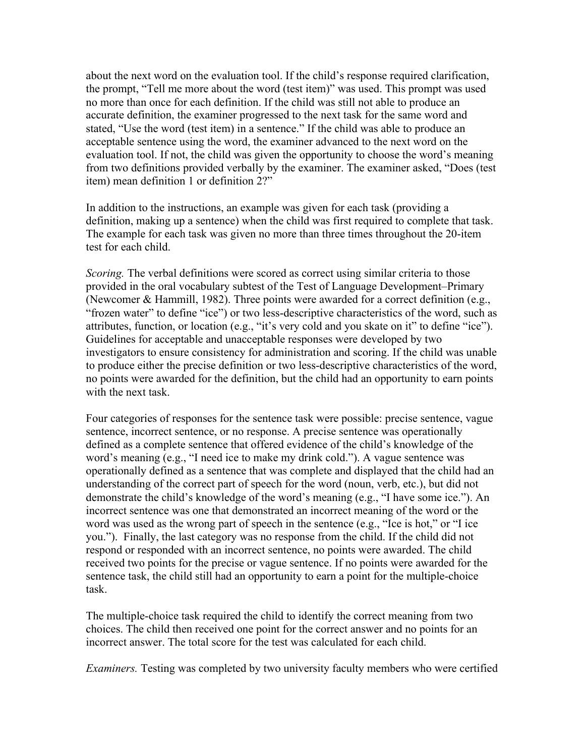about the next word on the evaluation tool. If the child's response required clarification, the prompt, "Tell me more about the word (test item)" was used. This prompt was used no more than once for each definition. If the child was still not able to produce an accurate definition, the examiner progressed to the next task for the same word and stated, "Use the word (test item) in a sentence." If the child was able to produce an acceptable sentence using the word, the examiner advanced to the next word on the evaluation tool. If not, the child was given the opportunity to choose the word's meaning from two definitions provided verbally by the examiner. The examiner asked, "Does (test item) mean definition 1 or definition 2?"

In addition to the instructions, an example was given for each task (providing a definition, making up a sentence) when the child was first required to complete that task. The example for each task was given no more than three times throughout the 20-item test for each child.

*Scoring.* The verbal definitions were scored as correct using similar criteria to those provided in the oral vocabulary subtest of the Test of Language Development–Primary (Newcomer & Hammill, 1982). Three points were awarded for a correct definition (e.g., "frozen water" to define "ice") or two less-descriptive characteristics of the word, such as attributes, function, or location (e.g., "it's very cold and you skate on it" to define "ice"). Guidelines for acceptable and unacceptable responses were developed by two investigators to ensure consistency for administration and scoring. If the child was unable to produce either the precise definition or two less-descriptive characteristics of the word, no points were awarded for the definition, but the child had an opportunity to earn points with the next task.

Four categories of responses for the sentence task were possible: precise sentence, vague sentence, incorrect sentence, or no response. A precise sentence was operationally defined as a complete sentence that offered evidence of the child's knowledge of the word's meaning (e.g., "I need ice to make my drink cold."). A vague sentence was operationally defined as a sentence that was complete and displayed that the child had an understanding of the correct part of speech for the word (noun, verb, etc.), but did not demonstrate the child's knowledge of the word's meaning (e.g., "I have some ice."). An incorrect sentence was one that demonstrated an incorrect meaning of the word or the word was used as the wrong part of speech in the sentence (e.g., "Ice is hot," or "I ice you."). Finally, the last category was no response from the child. If the child did not respond or responded with an incorrect sentence, no points were awarded. The child received two points for the precise or vague sentence. If no points were awarded for the sentence task, the child still had an opportunity to earn a point for the multiple-choice task.

The multiple-choice task required the child to identify the correct meaning from two choices. The child then received one point for the correct answer and no points for an incorrect answer. The total score for the test was calculated for each child.

*Examiners.* Testing was completed by two university faculty members who were certified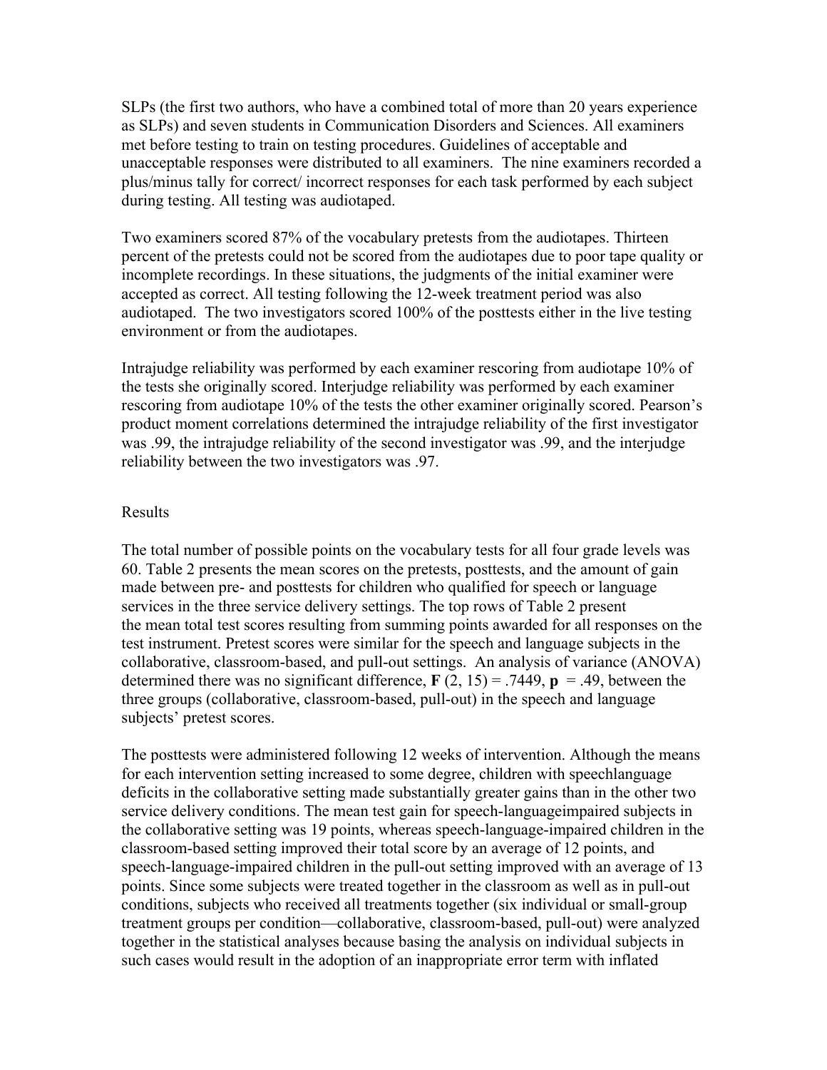SLPs (the first two authors, who have a combined total of more than 20 years experience as SLPs) and seven students in Communication Disorders and Sciences. All examiners met before testing to train on testing procedures. Guidelines of acceptable and unacceptable responses were distributed to all examiners. The nine examiners recorded a plus/minus tally for correct/ incorrect responses for each task performed by each subject during testing. All testing was audiotaped.

Two examiners scored 87% of the vocabulary pretests from the audiotapes. Thirteen percent of the pretests could not be scored from the audiotapes due to poor tape quality or incomplete recordings. In these situations, the judgments of the initial examiner were accepted as correct. All testing following the 12-week treatment period was also audiotaped. The two investigators scored 100% of the posttests either in the live testing environment or from the audiotapes.

Intrajudge reliability was performed by each examiner rescoring from audiotape 10% of the tests she originally scored. Interjudge reliability was performed by each examiner rescoring from audiotape 10% of the tests the other examiner originally scored. Pearson's product moment correlations determined the intrajudge reliability of the first investigator was .99, the intrajudge reliability of the second investigator was .99, and the interjudge reliability between the two investigators was .97.

## Results

The total number of possible points on the vocabulary tests for all four grade levels was 60. Table 2 presents the mean scores on the pretests, posttests, and the amount of gain made between pre- and posttests for children who qualified for speech or language services in the three service delivery settings. The top rows of Table 2 present the mean total test scores resulting from summing points awarded for all responses on the test instrument. Pretest scores were similar for the speech and language subjects in the collaborative, classroom-based, and pull-out settings. An analysis of variance (ANOVA) determined there was no significant difference, $\mathbf{F}\ (2, 15) = .7449$, $\mathbf{p} = .49$, between the three groups (collaborative, classroom-based, pull-out) in the speech and language subjects' pretest scores.

The posttests were administered following 12 weeks of intervention. Although the means for each intervention setting increased to some degree, children with speechlanguage deficits in the collaborative setting made substantially greater gains than in the other two service delivery conditions. The mean test gain for speech-languageimpaired subjects in the collaborative setting was 19 points, whereas speech-language-impaired children in the classroom-based setting improved their total score by an average of 12 points, and speech-language-impaired children in the pull-out setting improved with an average of 13 points. Since some subjects were treated together in the classroom as well as in pull-out conditions, subjects who received all treatments together (six individual or small-group treatment groups per condition—collaborative, classroom-based, pull-out) were analyzed together in the statistical analyses because basing the analysis on individual subjects in such cases would result in the adoption of an inappropriate error term with inflated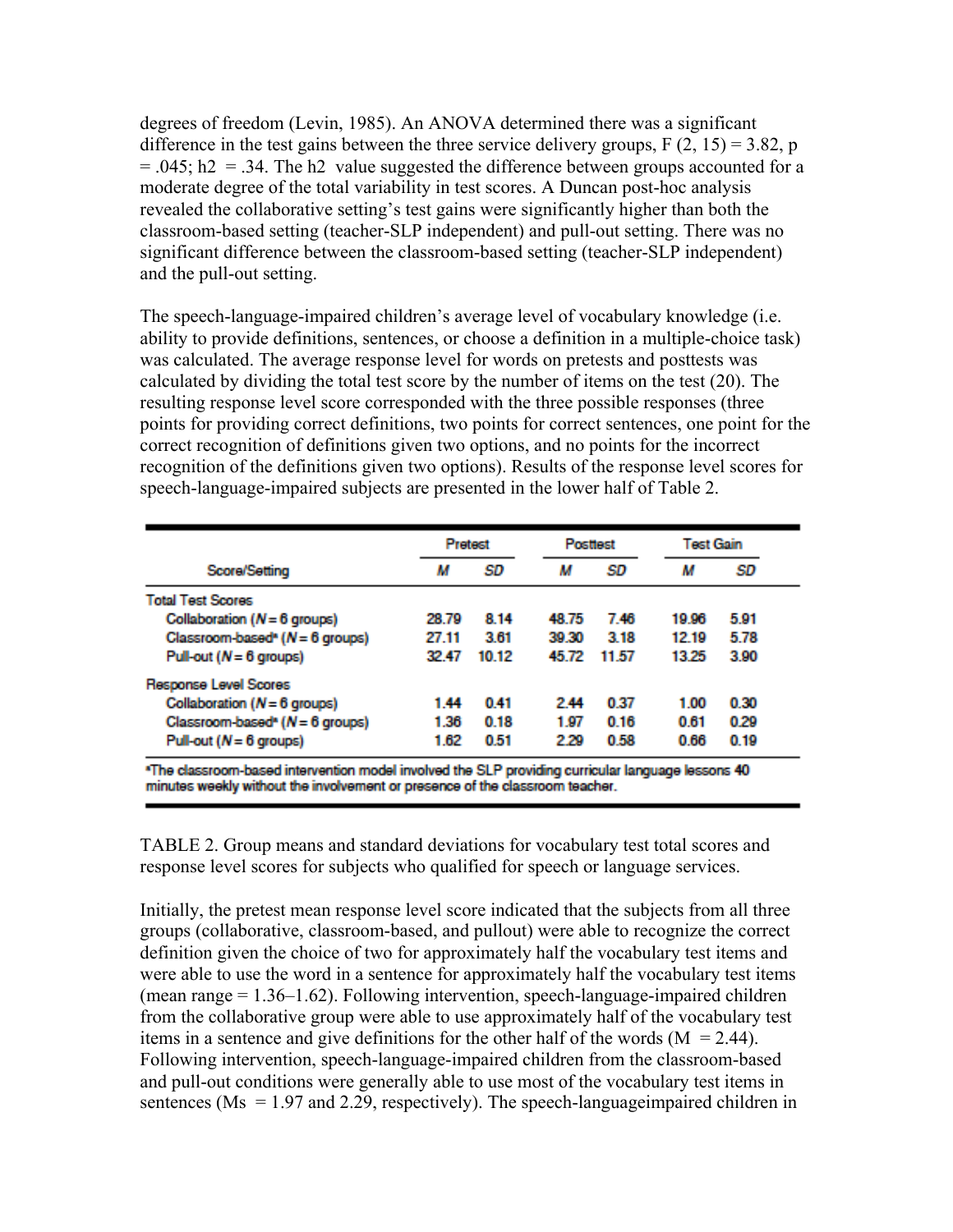degrees of freedom (Levin, 1985). An ANOVA determined there was a significant difference in the test gains between the three service delivery groups, $F(2, 15) = 3.82$, $p = .045$; $h2 = .34$. The h2 value suggested the difference between groups accounted for a moderate degree of the total variability in test scores. A Duncan post-hoc analysis revealed the collaborative setting's test gains were significantly higher than both the classroom-based setting (teacher-SLP independent) and pull-out setting. There was no significant difference between the classroom-based setting (teacher-SLP independent) and the pull-out setting.

The speech-language-impaired children's average level of vocabulary knowledge (i.e. ability to provide definitions, sentences, or choose a definition in a multiple-choice task) was calculated. The average response level for words on pretests and posttests was calculated by dividing the total test score by the number of items on the test (20). The resulting response level score corresponded with the three possible responses (three points for providing correct definitions, two points for correct sentences, one point for the correct recognition of definitions given two options, and no points for the incorrect recognition of the definitions given two options). Results of the response level scores for speech-language-impaired subjects are presented in the lower half of Table 2.

| Score/Setting | Pretest | | Posttest | | Test Gain | |
|---|---|---|---|---|---|---|
| | *M* | *SD* | *M* | *SD* | *M* | *SD* |
| **Total Test Scores** | | | | | | |
| Collaboration (*N* = 6 groups) | 28.79 | 8.14 | 48.75 | 7.46 | 19.96 | 5.91 |
| Classroom-based* (*N* = 6 groups) | 27.11 | 3.61 | 39.30 | 3.18 | 12.19 | 5.78 |
| Pull-out (*N* = 6 groups) | 32.47 | 10.12 | 45.72 | 11.57 | 13.25 | 3.90 |
| **Response Level Scores** | | | | | | |
| Collaboration (*N* = 6 groups) | 1.44 | 0.41 | 2.44 | 0.37 | 1.00 | 0.30 |
| Classroom-based* (*N* = 6 groups) | 1.36 | 0.18 | 1.97 | 0.16 | 0.61 | 0.29 |
| Pull-out (*N* = 6 groups) | 1.62 | 0.51 | 2.29 | 0.58 | 0.66 | 0.19 |

*The classroom-based intervention model involved the SLP providing curricular language lessons 40 minutes weekly without the involvement or presence of the classroom teacher.

TABLE 2. Group means and standard deviations for vocabulary test total scores and response level scores for subjects who qualified for speech or language services.

Initially, the pretest mean response level score indicated that the subjects from all three groups (collaborative, classroom-based, and pullout) were able to recognize the correct definition given the choice of two for approximately half the vocabulary test items and were able to use the word in a sentence for approximately half the vocabulary test items (mean range = 1.36–1.62). Following intervention, speech-language-impaired children from the collaborative group were able to use approximately half of the vocabulary test items in a sentence and give definitions for the other half of the words ($M = 2.44$). Following intervention, speech-language-impaired children from the classroom-based and pull-out conditions were generally able to use most of the vocabulary test items in sentences ($Ms = 1.97$ and $2.29$, respectively). The speech-languageimpaired children in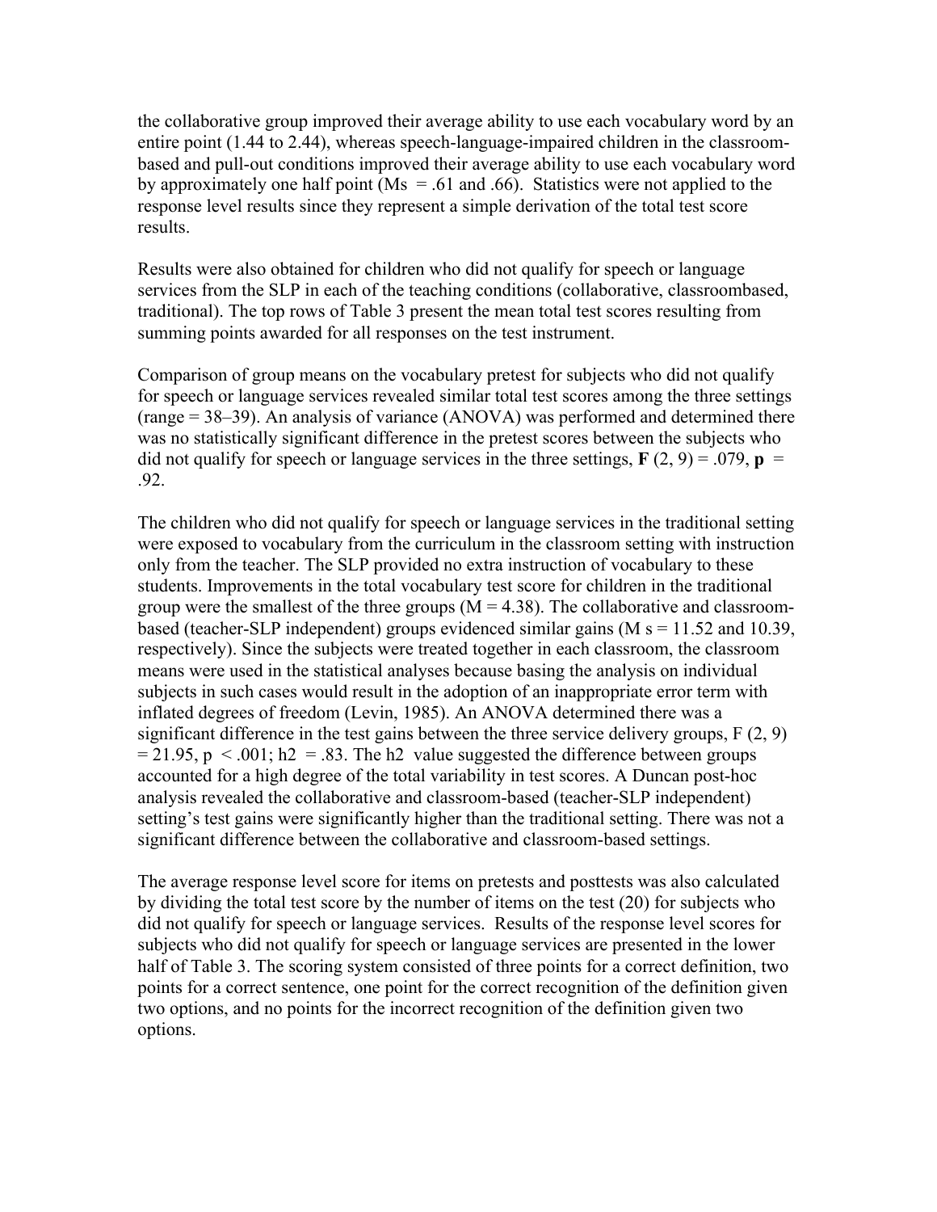the collaborative group improved their average ability to use each vocabulary word by an entire point (1.44 to 2.44), whereas speech-language-impaired children in the classroom-based and pull-out conditions improved their average ability to use each vocabulary word by approximately one half point (Ms = .61 and .66). Statistics were not applied to the response level results since they represent a simple derivation of the total test score results.

Results were also obtained for children who did not qualify for speech or language services from the SLP in each of the teaching conditions (collaborative, classroombased, traditional). The top rows of Table 3 present the mean total test scores resulting from summing points awarded for all responses on the test instrument.

Comparison of group means on the vocabulary pretest for subjects who did not qualify for speech or language services revealed similar total test scores among the three settings (range = 38–39). An analysis of variance (ANOVA) was performed and determined there was no statistically significant difference in the pretest scores between the subjects who did not qualify for speech or language services in the three settings, $\mathbf{F}(2, 9) = .079$, $\mathbf{p} = .92$.

The children who did not qualify for speech or language services in the traditional setting were exposed to vocabulary from the curriculum in the classroom setting with instruction only from the teacher. The SLP provided no extra instruction of vocabulary to these students. Improvements in the total vocabulary test score for children in the traditional group were the smallest of the three groups ($M = 4.38$). The collaborative and classroom-based (teacher-SLP independent) groups evidenced similar gains (M s = 11.52 and 10.39, respectively). Since the subjects were treated together in each classroom, the classroom means were used in the statistical analyses because basing the analysis on individual subjects in such cases would result in the adoption of an inappropriate error term with inflated degrees of freedom (Levin, 1985). An ANOVA determined there was a significant difference in the test gains between the three service delivery groups, $F(2, 9) = 21.95$, $p < .001$; $h2 = .83$. The h2 value suggested the difference between groups accounted for a high degree of the total variability in test scores. A Duncan post-hoc analysis revealed the collaborative and classroom-based (teacher-SLP independent) setting's test gains were significantly higher than the traditional setting. There was not a significant difference between the collaborative and classroom-based settings.

The average response level score for items on pretests and posttests was also calculated by dividing the total test score by the number of items on the test (20) for subjects who did not qualify for speech or language services. Results of the response level scores for subjects who did not qualify for speech or language services are presented in the lower half of Table 3. The scoring system consisted of three points for a correct definition, two points for a correct sentence, one point for the correct recognition of the definition given two options, and no points for the incorrect recognition of the definition given two options.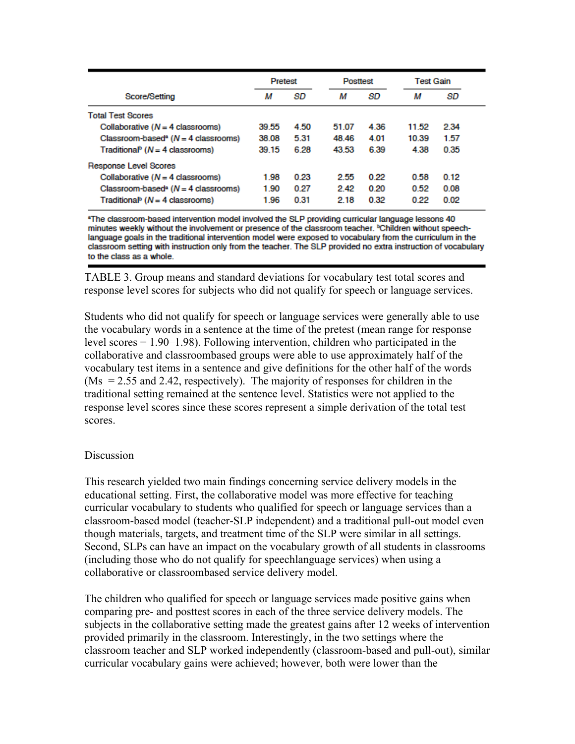| Score/Setting | Pretest | | Posttest | | Test Gain | |
|---|---|---|---|---|---|---|
| | *M* | *SD* | *M* | *SD* | *M* | *SD* |
| Total Test Scores | | | | | | |
| Collaborative (*N* = 4 classrooms) | 39.55 | 4.50 | 51.07 | 4.36 | 11.52 | 2.34 |
| Classroom-based[a] (*N* = 4 classrooms) | 38.08 | 5.31 | 48.46 | 4.01 | 10.39 | 1.57 |
| Traditional[b] (*N* = 4 classrooms) | 39.15 | 6.28 | 43.53 | 6.39 | 4.38 | 0.35 |
| Response Level Scores | | | | | | |
| Collaborative (*N* = 4 classrooms) | 1.98 | 0.23 | 2.55 | 0.22 | 0.58 | 0.12 |
| Classroom-based[a] (*N* = 4 classrooms) | 1.90 | 0.27 | 2.42 | 0.20 | 0.52 | 0.08 |
| Traditional[b] (*N* = 4 classrooms) | 1.96 | 0.31 | 2.18 | 0.32 | 0.22 | 0.02 |

[a]The classroom-based intervention model involved the SLP providing curricular language lessons 40 minutes weekly without the involvement or presence of the classroom teacher. [b]Children without speech-language goals in the traditional intervention model were exposed to vocabulary from the curriculum in the classroom setting with instruction only from the teacher. The SLP provided no extra instruction of vocabulary to the class as a whole.

TABLE 3. Group means and standard deviations for vocabulary test total scores and response level scores for subjects who did not qualify for speech or language services.

Students who did not qualify for speech or language services were generally able to use the vocabulary words in a sentence at the time of the pretest (mean range for response level scores = 1.90–1.98). Following intervention, children who participated in the collaborative and classroombased groups were able to use approximately half of the vocabulary test items in a sentence and give definitions for the other half of the words (Ms = 2.55 and 2.42, respectively). The majority of responses for children in the traditional setting remained at the sentence level. Statistics were not applied to the response level scores since these scores represent a simple derivation of the total test scores.

## Discussion

This research yielded two main findings concerning service delivery models in the educational setting. First, the collaborative model was more effective for teaching curricular vocabulary to students who qualified for speech or language services than a classroom-based model (teacher-SLP independent) and a traditional pull-out model even though materials, targets, and treatment time of the SLP were similar in all settings. Second, SLPs can have an impact on the vocabulary growth of all students in classrooms (including those who do not qualify for speechlanguage services) when using a collaborative or classroombased service delivery model.

The children who qualified for speech or language services made positive gains when comparing pre- and posttest scores in each of the three service delivery models. The subjects in the collaborative setting made the greatest gains after 12 weeks of intervention provided primarily in the classroom. Interestingly, in the two settings where the classroom teacher and SLP worked independently (classroom-based and pull-out), similar curricular vocabulary gains were achieved; however, both were lower than the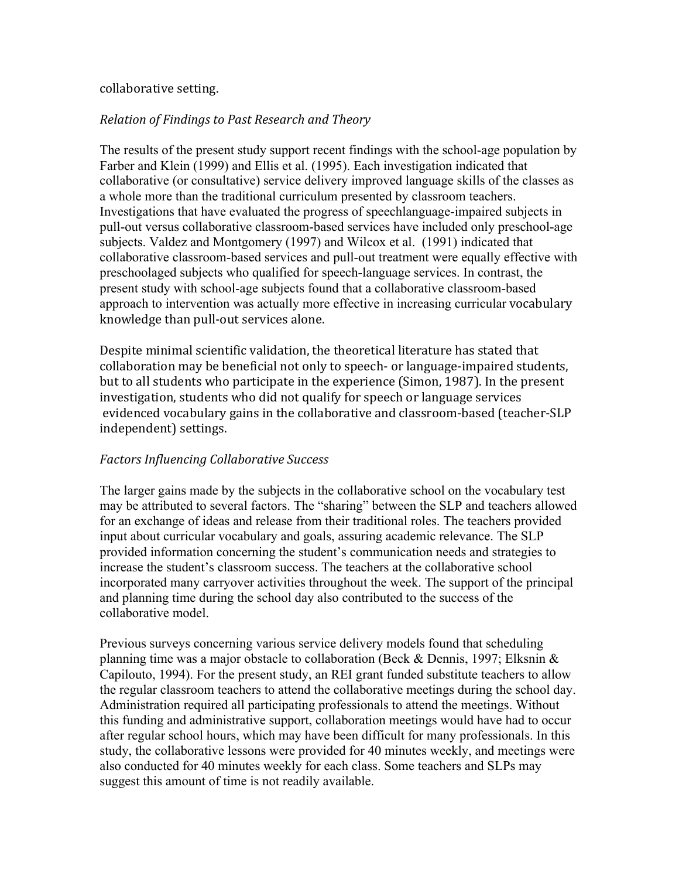collaborative setting.

*Relation of Findings to Past Research and Theory*

The results of the present study support recent findings with the school-age population by Farber and Klein (1999) and Ellis et al. (1995). Each investigation indicated that collaborative (or consultative) service delivery improved language skills of the classes as a whole more than the traditional curriculum presented by classroom teachers. Investigations that have evaluated the progress of speechlanguage-impaired subjects in pull-out versus collaborative classroom-based services have included only preschool-age subjects. Valdez and Montgomery (1997) and Wilcox et al. (1991) indicated that collaborative classroom-based services and pull-out treatment were equally effective with preschoolaged subjects who qualified for speech-language services. In contrast, the present study with school-age subjects found that a collaborative classroom-based approach to intervention was actually more effective in increasing curricular vocabulary knowledge than pull-out services alone.

Despite minimal scientific validation, the theoretical literature has stated that collaboration may be beneficial not only to speech- or language-impaired students, but to all students who participate in the experience (Simon, 1987). In the present investigation, students who did not qualify for speech or language services evidenced vocabulary gains in the collaborative and classroom-based (teacher-SLP independent) settings.

*Factors Influencing Collaborative Success*

The larger gains made by the subjects in the collaborative school on the vocabulary test may be attributed to several factors. The "sharing" between the SLP and teachers allowed for an exchange of ideas and release from their traditional roles. The teachers provided input about curricular vocabulary and goals, assuring academic relevance. The SLP provided information concerning the student's communication needs and strategies to increase the student's classroom success. The teachers at the collaborative school incorporated many carryover activities throughout the week. The support of the principal and planning time during the school day also contributed to the success of the collaborative model.

Previous surveys concerning various service delivery models found that scheduling planning time was a major obstacle to collaboration (Beck & Dennis, 1997; Elksnin & Capilouto, 1994). For the present study, an REI grant funded substitute teachers to allow the regular classroom teachers to attend the collaborative meetings during the school day. Administration required all participating professionals to attend the meetings. Without this funding and administrative support, collaboration meetings would have had to occur after regular school hours, which may have been difficult for many professionals. In this study, the collaborative lessons were provided for 40 minutes weekly, and meetings were also conducted for 40 minutes weekly for each class. Some teachers and SLPs may suggest this amount of time is not readily available.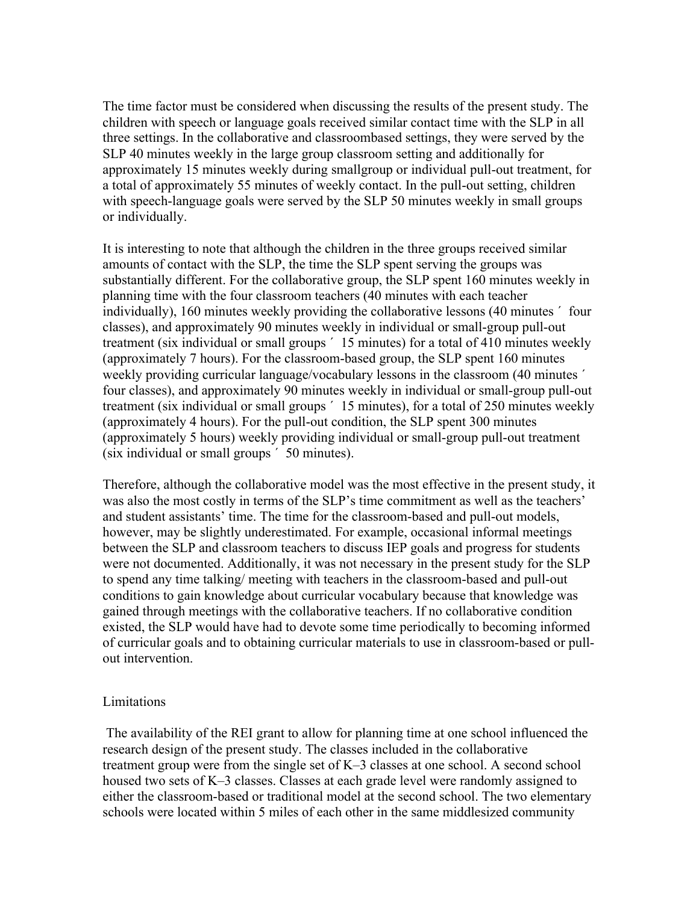The time factor must be considered when discussing the results of the present study. The children with speech or language goals received similar contact time with the SLP in all three settings. In the collaborative and classroombased settings, they were served by the SLP 40 minutes weekly in the large group classroom setting and additionally for approximately 15 minutes weekly during smallgroup or individual pull-out treatment, for a total of approximately 55 minutes of weekly contact. In the pull-out setting, children with speech-language goals were served by the SLP 50 minutes weekly in small groups or individually.

It is interesting to note that although the children in the three groups received similar amounts of contact with the SLP, the time the SLP spent serving the groups was substantially different. For the collaborative group, the SLP spent 160 minutes weekly in planning time with the four classroom teachers (40 minutes with each teacher individually), 160 minutes weekly providing the collaborative lessons (40 minutes ´ four classes), and approximately 90 minutes weekly in individual or small-group pull-out treatment (six individual or small groups ´ 15 minutes) for a total of 410 minutes weekly (approximately 7 hours). For the classroom-based group, the SLP spent 160 minutes weekly providing curricular language/vocabulary lessons in the classroom (40 minutes ´ four classes), and approximately 90 minutes weekly in individual or small-group pull-out treatment (six individual or small groups ´ 15 minutes), for a total of 250 minutes weekly (approximately 4 hours). For the pull-out condition, the SLP spent 300 minutes (approximately 5 hours) weekly providing individual or small-group pull-out treatment (six individual or small groups ´ 50 minutes).

Therefore, although the collaborative model was the most effective in the present study, it was also the most costly in terms of the SLP's time commitment as well as the teachers' and student assistants' time. The time for the classroom-based and pull-out models, however, may be slightly underestimated. For example, occasional informal meetings between the SLP and classroom teachers to discuss IEP goals and progress for students were not documented. Additionally, it was not necessary in the present study for the SLP to spend any time talking/ meeting with teachers in the classroom-based and pull-out conditions to gain knowledge about curricular vocabulary because that knowledge was gained through meetings with the collaborative teachers. If no collaborative condition existed, the SLP would have had to devote some time periodically to becoming informed of curricular goals and to obtaining curricular materials to use in classroom-based or pull-out intervention.

## Limitations

The availability of the REI grant to allow for planning time at one school influenced the research design of the present study. The classes included in the collaborative treatment group were from the single set of K–3 classes at one school. A second school housed two sets of K–3 classes. Classes at each grade level were randomly assigned to either the classroom-based or traditional model at the second school. The two elementary schools were located within 5 miles of each other in the same middlesized community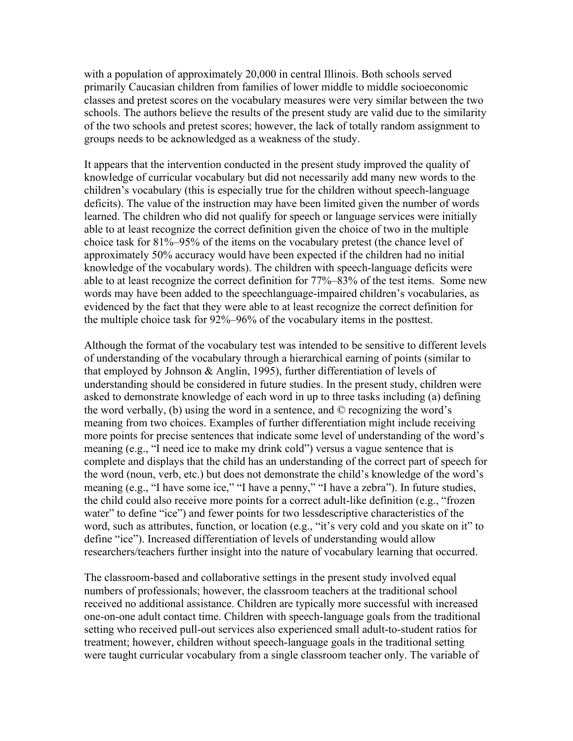with a population of approximately 20,000 in central Illinois. Both schools served primarily Caucasian children from families of lower middle to middle socioeconomic classes and pretest scores on the vocabulary measures were very similar between the two schools. The authors believe the results of the present study are valid due to the similarity of the two schools and pretest scores; however, the lack of totally random assignment to groups needs to be acknowledged as a weakness of the study.

It appears that the intervention conducted in the present study improved the quality of knowledge of curricular vocabulary but did not necessarily add many new words to the children's vocabulary (this is especially true for the children without speech-language deficits). The value of the instruction may have been limited given the number of words learned. The children who did not qualify for speech or language services were initially able to at least recognize the correct definition given the choice of two in the multiple choice task for 81%–95% of the items on the vocabulary pretest (the chance level of approximately 50% accuracy would have been expected if the children had no initial knowledge of the vocabulary words). The children with speech-language deficits were able to at least recognize the correct definition for 77%–83% of the test items. Some new words may have been added to the speechlanguage-impaired children's vocabularies, as evidenced by the fact that they were able to at least recognize the correct definition for the multiple choice task for 92%–96% of the vocabulary items in the posttest.

Although the format of the vocabulary test was intended to be sensitive to different levels of understanding of the vocabulary through a hierarchical earning of points (similar to that employed by Johnson & Anglin, 1995), further differentiation of levels of understanding should be considered in future studies. In the present study, children were asked to demonstrate knowledge of each word in up to three tasks including (a) defining the word verbally, (b) using the word in a sentence, and © recognizing the word's meaning from two choices. Examples of further differentiation might include receiving more points for precise sentences that indicate some level of understanding of the word's meaning (e.g., "I need ice to make my drink cold") versus a vague sentence that is complete and displays that the child has an understanding of the correct part of speech for the word (noun, verb, etc.) but does not demonstrate the child's knowledge of the word's meaning (e.g., "I have some ice," "I have a penny," "I have a zebra"). In future studies, the child could also receive more points for a correct adult-like definition (e.g., "frozen water" to define "ice") and fewer points for two lessdescriptive characteristics of the word, such as attributes, function, or location (e.g., "it's very cold and you skate on it" to define "ice"). Increased differentiation of levels of understanding would allow researchers/teachers further insight into the nature of vocabulary learning that occurred.

The classroom-based and collaborative settings in the present study involved equal numbers of professionals; however, the classroom teachers at the traditional school received no additional assistance. Children are typically more successful with increased one-on-one adult contact time. Children with speech-language goals from the traditional setting who received pull-out services also experienced small adult-to-student ratios for treatment; however, children without speech-language goals in the traditional setting were taught curricular vocabulary from a single classroom teacher only. The variable of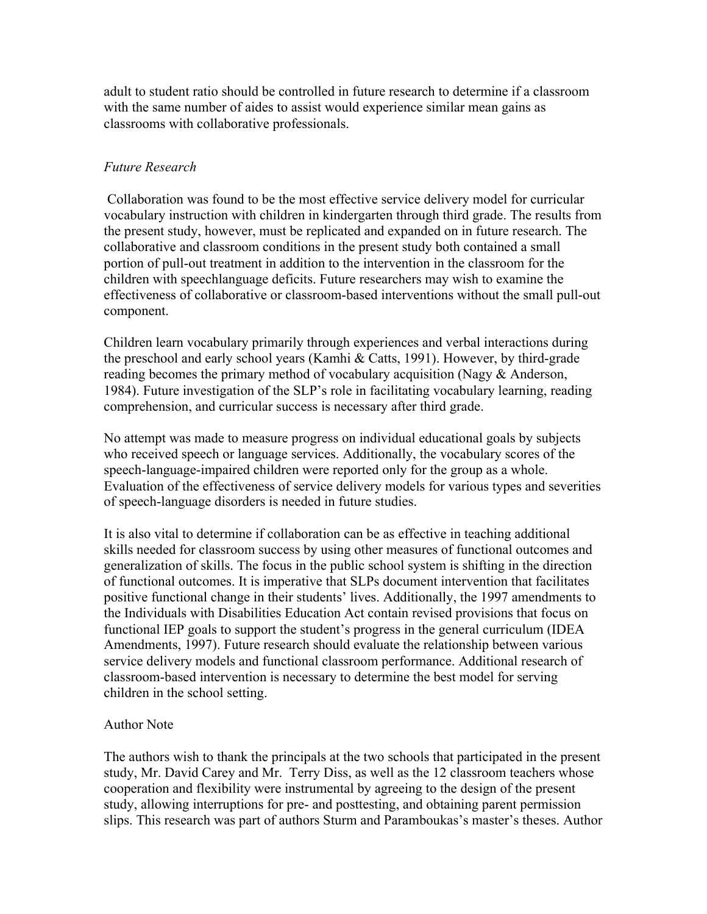adult to student ratio should be controlled in future research to determine if a classroom with the same number of aides to assist would experience similar mean gains as classrooms with collaborative professionals.

*Future Research*

Collaboration was found to be the most effective service delivery model for curricular vocabulary instruction with children in kindergarten through third grade. The results from the present study, however, must be replicated and expanded on in future research. The collaborative and classroom conditions in the present study both contained a small portion of pull-out treatment in addition to the intervention in the classroom for the children with speechlanguage deficits. Future researchers may wish to examine the effectiveness of collaborative or classroom-based interventions without the small pull-out component.

Children learn vocabulary primarily through experiences and verbal interactions during the preschool and early school years (Kamhi & Catts, 1991). However, by third-grade reading becomes the primary method of vocabulary acquisition (Nagy & Anderson, 1984). Future investigation of the SLP's role in facilitating vocabulary learning, reading comprehension, and curricular success is necessary after third grade.

No attempt was made to measure progress on individual educational goals by subjects who received speech or language services. Additionally, the vocabulary scores of the speech-language-impaired children were reported only for the group as a whole. Evaluation of the effectiveness of service delivery models for various types and severities of speech-language disorders is needed in future studies.

It is also vital to determine if collaboration can be as effective in teaching additional skills needed for classroom success by using other measures of functional outcomes and generalization of skills. The focus in the public school system is shifting in the direction of functional outcomes. It is imperative that SLPs document intervention that facilitates positive functional change in their students' lives. Additionally, the 1997 amendments to the Individuals with Disabilities Education Act contain revised provisions that focus on functional IEP goals to support the student's progress in the general curriculum (IDEA Amendments, 1997). Future research should evaluate the relationship between various service delivery models and functional classroom performance. Additional research of classroom-based intervention is necessary to determine the best model for serving children in the school setting.

Author Note

The authors wish to thank the principals at the two schools that participated in the present study, Mr. David Carey and Mr. Terry Diss, as well as the 12 classroom teachers whose cooperation and flexibility were instrumental by agreeing to the design of the present study, allowing interruptions for pre- and posttesting, and obtaining parent permission slips. This research was part of authors Sturm and Paramboukas's master's theses. Author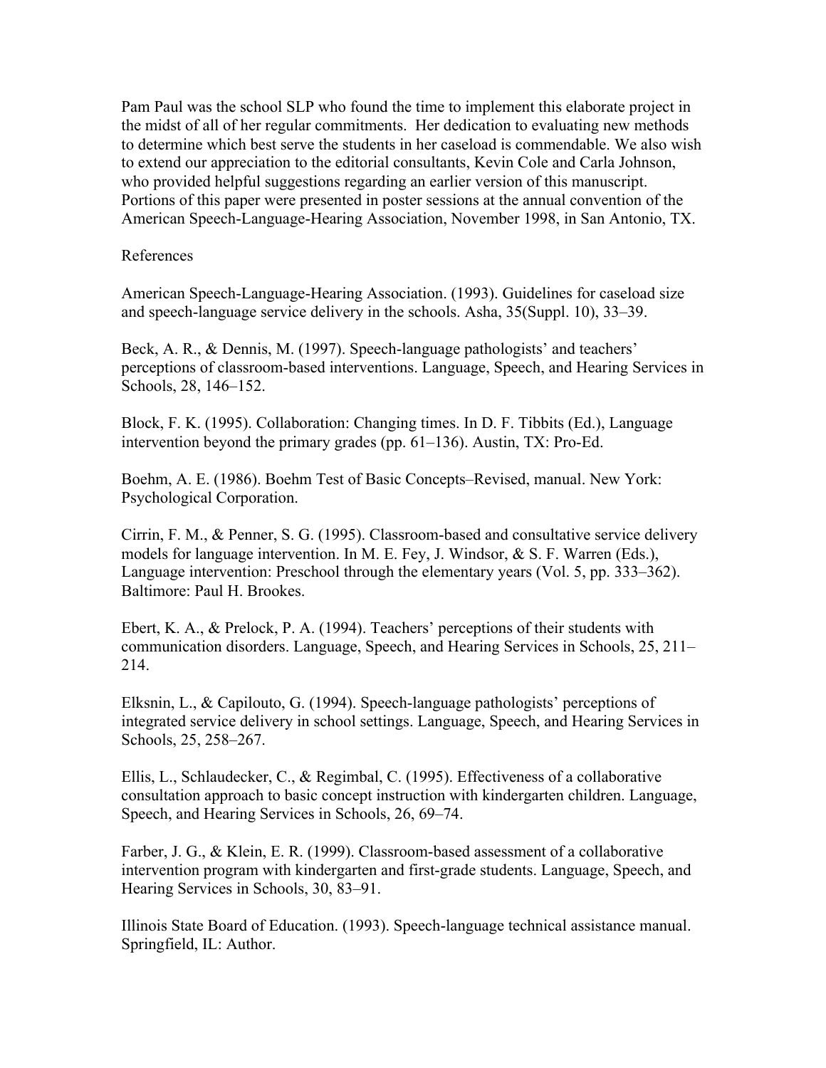Pam Paul was the school SLP who found the time to implement this elaborate project in the midst of all of her regular commitments. Her dedication to evaluating new methods to determine which best serve the students in her caseload is commendable. We also wish to extend our appreciation to the editorial consultants, Kevin Cole and Carla Johnson, who provided helpful suggestions regarding an earlier version of this manuscript. Portions of this paper were presented in poster sessions at the annual convention of the American Speech-Language-Hearing Association, November 1998, in San Antonio, TX.

## References

American Speech-Language-Hearing Association. (1993). Guidelines for caseload size and speech-language service delivery in the schools. Asha, 35(Suppl. 10), 33–39.

Beck, A. R., & Dennis, M. (1997). Speech-language pathologists' and teachers' perceptions of classroom-based interventions. Language, Speech, and Hearing Services in Schools, 28, 146–152.

Block, F. K. (1995). Collaboration: Changing times. In D. F. Tibbits (Ed.), Language intervention beyond the primary grades (pp. 61–136). Austin, TX: Pro-Ed.

Boehm, A. E. (1986). Boehm Test of Basic Concepts–Revised, manual. New York: Psychological Corporation.

Cirrin, F. M., & Penner, S. G. (1995). Classroom-based and consultative service delivery models for language intervention. In M. E. Fey, J. Windsor, & S. F. Warren (Eds.), Language intervention: Preschool through the elementary years (Vol. 5, pp. 333–362). Baltimore: Paul H. Brookes.

Ebert, K. A., & Prelock, P. A. (1994). Teachers' perceptions of their students with communication disorders. Language, Speech, and Hearing Services in Schools, 25, 211–214.

Elksnin, L., & Capilouto, G. (1994). Speech-language pathologists' perceptions of integrated service delivery in school settings. Language, Speech, and Hearing Services in Schools, 25, 258–267.

Ellis, L., Schlaudecker, C., & Regimbal, C. (1995). Effectiveness of a collaborative consultation approach to basic concept instruction with kindergarten children. Language, Speech, and Hearing Services in Schools, 26, 69–74.

Farber, J. G., & Klein, E. R. (1999). Classroom-based assessment of a collaborative intervention program with kindergarten and first-grade students. Language, Speech, and Hearing Services in Schools, 30, 83–91.

Illinois State Board of Education. (1993). Speech-language technical assistance manual. Springfield, IL: Author.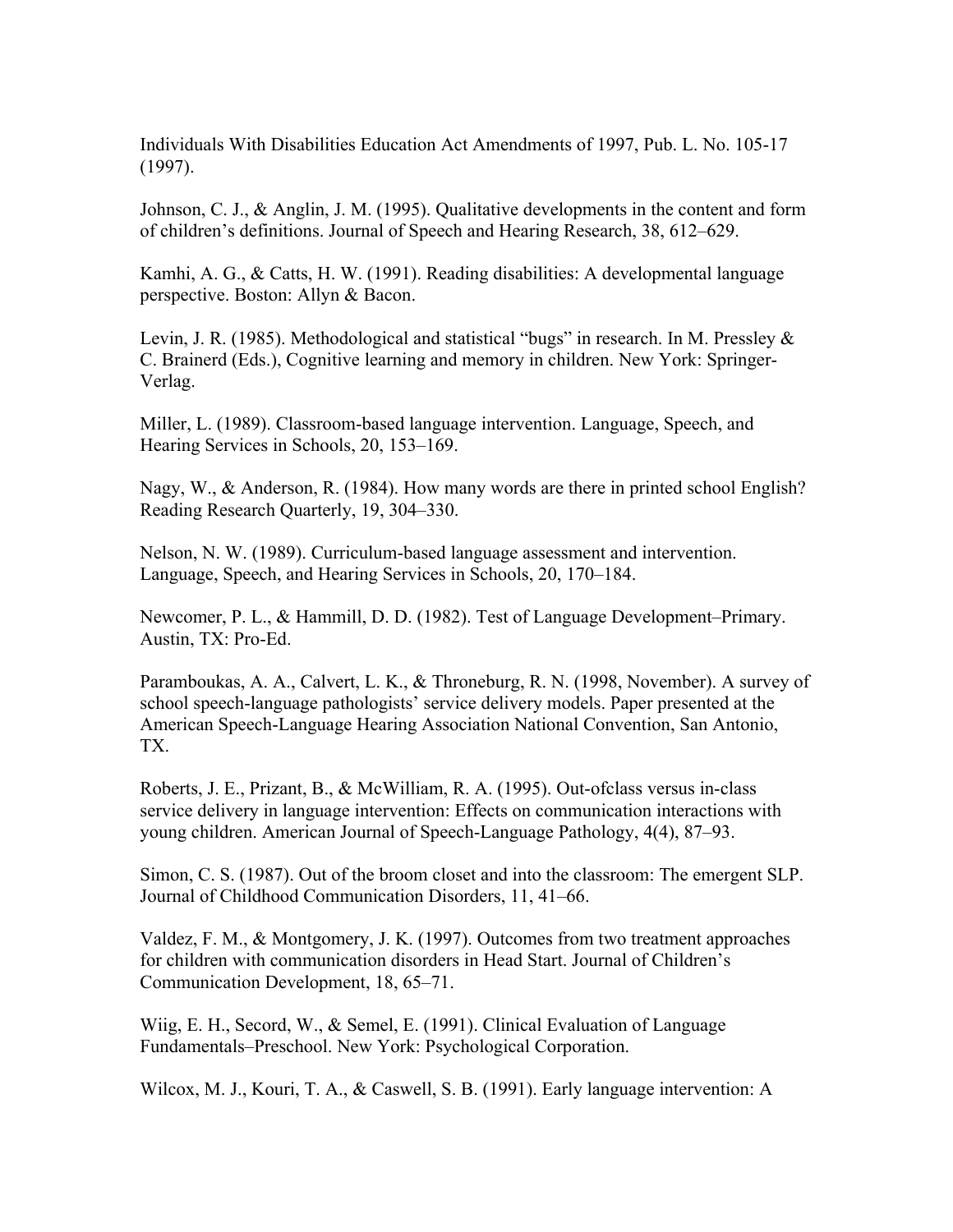Individuals With Disabilities Education Act Amendments of 1997, Pub. L. No. 105-17 (1997).

Johnson, C. J., & Anglin, J. M. (1995). Qualitative developments in the content and form of children's definitions. Journal of Speech and Hearing Research, 38, 612–629.

Kamhi, A. G., & Catts, H. W. (1991). Reading disabilities: A developmental language perspective. Boston: Allyn & Bacon.

Levin, J. R. (1985). Methodological and statistical "bugs" in research. In M. Pressley & C. Brainerd (Eds.), Cognitive learning and memory in children. New York: Springer-Verlag.

Miller, L. (1989). Classroom-based language intervention. Language, Speech, and Hearing Services in Schools, 20, 153–169.

Nagy, W., & Anderson, R. (1984). How many words are there in printed school English? Reading Research Quarterly, 19, 304–330.

Nelson, N. W. (1989). Curriculum-based language assessment and intervention. Language, Speech, and Hearing Services in Schools, 20, 170–184.

Newcomer, P. L., & Hammill, D. D. (1982). Test of Language Development–Primary. Austin, TX: Pro-Ed.

Paramboukas, A. A., Calvert, L. K., & Throneburg, R. N. (1998, November). A survey of school speech-language pathologists' service delivery models. Paper presented at the American Speech-Language Hearing Association National Convention, San Antonio, TX.

Roberts, J. E., Prizant, B., & McWilliam, R. A. (1995). Out-ofclass versus in-class service delivery in language intervention: Effects on communication interactions with young children. American Journal of Speech-Language Pathology, 4(4), 87–93.

Simon, C. S. (1987). Out of the broom closet and into the classroom: The emergent SLP. Journal of Childhood Communication Disorders, 11, 41–66.

Valdez, F. M., & Montgomery, J. K. (1997). Outcomes from two treatment approaches for children with communication disorders in Head Start. Journal of Children's Communication Development, 18, 65–71.

Wiig, E. H., Secord, W., & Semel, E. (1991). Clinical Evaluation of Language Fundamentals–Preschool. New York: Psychological Corporation.

Wilcox, M. J., Kouri, T. A., & Caswell, S. B. (1991). Early language intervention: A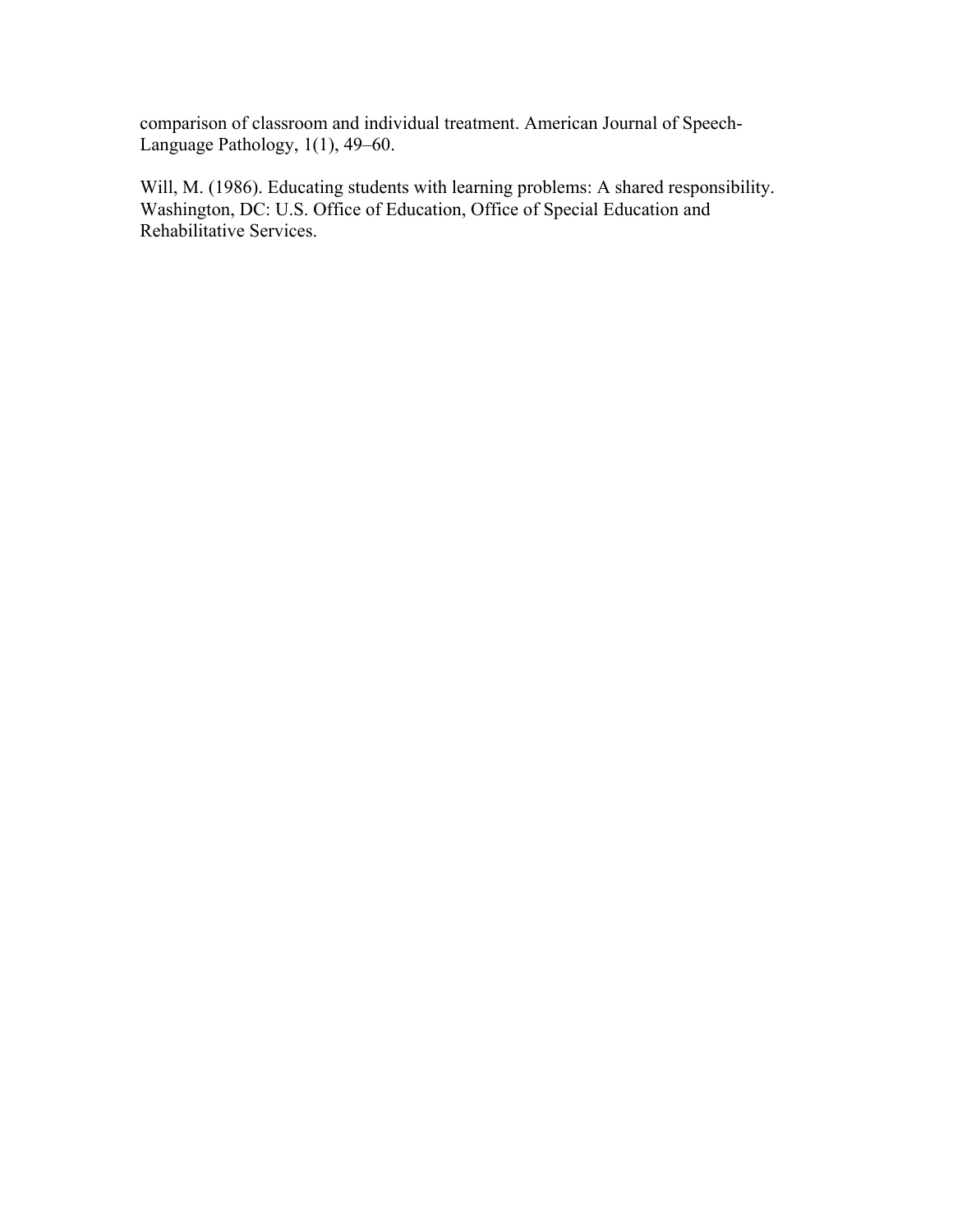comparison of classroom and individual treatment. American Journal of Speech-Language Pathology, 1(1), 49–60.

Will, M. (1986). Educating students with learning problems: A shared responsibility. Washington, DC: U.S. Office of Education, Office of Special Education and Rehabilitative Services.